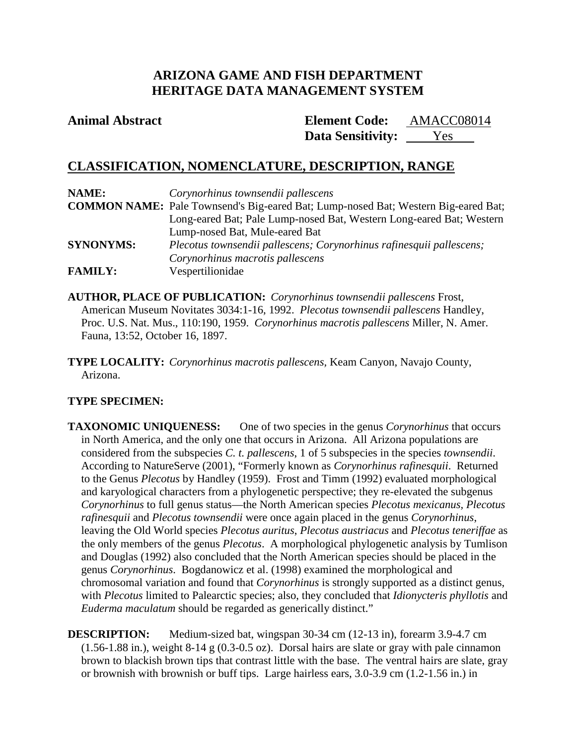# ARIZONA GAME AND FISH DEPARTMENT
# HERITAGE DATA MANAGEMENT SYSTEM

**Animal Abstract** **Element Code:** AMACC08014
**Data Sensitivity:** Yes

## CLASSIFICATION, NOMENCLATURE, DESCRIPTION, RANGE

**NAME:** *Corynorhinus townsendii pallescens*
**COMMON NAME:** Pale Townsend's Big-eared Bat; Lump-nosed Bat; Western Big-eared Bat; Long-eared Bat; Pale Lump-nosed Bat, Western Long-eared Bat; Western Lump-nosed Bat, Mule-eared Bat
**SYNONYMS:** *Plecotus townsendii pallescens; Corynorhinus rafinesquii pallescens; Corynorhinus macrotis pallescens*
**FAMILY:** Vespertilionidae

**AUTHOR, PLACE OF PUBLICATION:** *Corynorhinus townsendii pallescens* Frost, American Museum Novitates 3034:1-16, 1992. *Plecotus townsendii pallescens* Handley, Proc. U.S. Nat. Mus., 110:190, 1959. *Corynorhinus macrotis pallescens* Miller, N. Amer. Fauna, 13:52, October 16, 1897.

**TYPE LOCALITY:** *Corynorhinus macrotis pallescens,* Keam Canyon, Navajo County, Arizona.

**TYPE SPECIMEN:**

**TAXONOMIC UNIQUENESS:** One of two species in the genus *Corynorhinus* that occurs in North America, and the only one that occurs in Arizona. All Arizona populations are considered from the subspecies *C. t. pallescens*, 1 of 5 subspecies in the species *townsendii*. According to NatureServe (2001), "Formerly known as *Corynorhinus rafinesquii*. Returned to the Genus *Plecotus* by Handley (1959). Frost and Timm (1992) evaluated morphological and karyological characters from a phylogenetic perspective; they re-elevated the subgenus *Corynorhinus* to full genus status—the North American species *Plecotus mexicanus, Plecotus rafinesquii* and *Plecotus townsendii* were once again placed in the genus *Corynorhinus*, leaving the Old World species *Plecotus auritus*, *Plecotus austriacus* and *Plecotus teneriffae* as the only members of the genus *Plecotus*. A morphological phylogenetic analysis by Tumlison and Douglas (1992) also concluded that the North American species should be placed in the genus *Corynorhinus*. Bogdanowicz et al. (1998) examined the morphological and chromosomal variation and found that *Corynorhinus* is strongly supported as a distinct genus, with *Plecotus* limited to Palearctic species; also, they concluded that *Idionycteris phyllotis* and *Euderma maculatum* should be regarded as generically distinct."

**DESCRIPTION:** Medium-sized bat, wingspan 30-34 cm (12-13 in), forearm 3.9-4.7 cm (1.56-1.88 in.), weight 8-14 g (0.3-0.5 oz). Dorsal hairs are slate or gray with pale cinnamon brown to blackish brown tips that contrast little with the base. The ventral hairs are slate, gray or brownish with brownish or buff tips. Large hairless ears, 3.0-3.9 cm (1.2-1.56 in.) in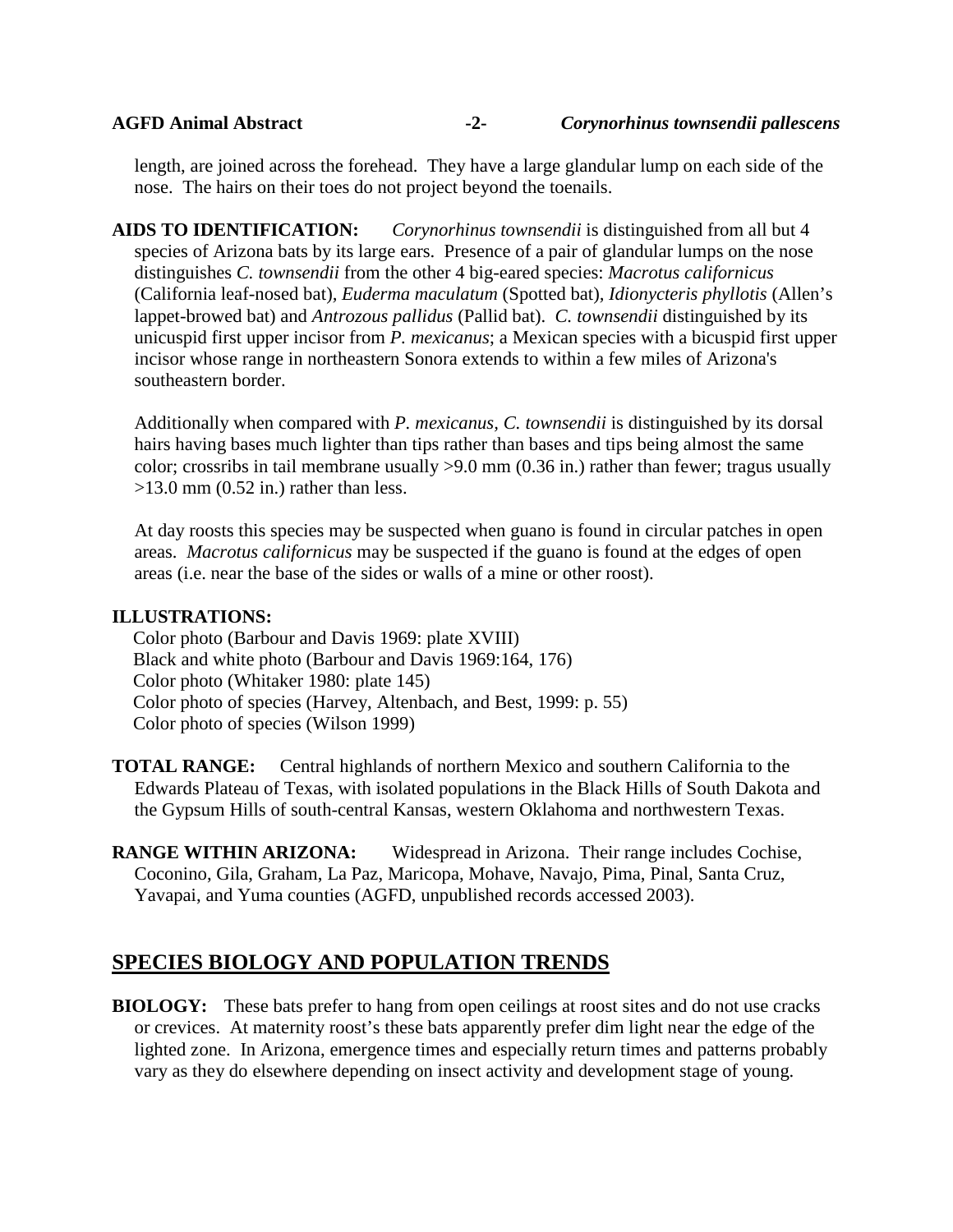length, are joined across the forehead. They have a large glandular lump on each side of the nose. The hairs on their toes do not project beyond the toenails.

**AIDS TO IDENTIFICATION:** *Corynorhinus townsendii* is distinguished from all but 4 species of Arizona bats by its large ears. Presence of a pair of glandular lumps on the nose distinguishes *C. townsendii* from the other 4 big-eared species: *Macrotus californicus* (California leaf-nosed bat), *Euderma maculatum* (Spotted bat), *Idionycteris phyllotis* (Allen's lappet-browed bat) and *Antrozous pallidus* (Pallid bat). *C. townsendii* distinguished by its unicuspid first upper incisor from *P. mexicanus*; a Mexican species with a bicuspid first upper incisor whose range in northeastern Sonora extends to within a few miles of Arizona's southeastern border.

Additionally when compared with *P. mexicanus, C. townsendii* is distinguished by its dorsal hairs having bases much lighter than tips rather than bases and tips being almost the same color; crossribs in tail membrane usually >9.0 mm (0.36 in.) rather than fewer; tragus usually >13.0 mm (0.52 in.) rather than less.

At day roosts this species may be suspected when guano is found in circular patches in open areas. *Macrotus californicus* may be suspected if the guano is found at the edges of open areas (i.e. near the base of the sides or walls of a mine or other roost).

**ILLUSTRATIONS:**

Color photo (Barbour and Davis 1969: plate XVIII)
Black and white photo (Barbour and Davis 1969:164, 176)
Color photo (Whitaker 1980: plate 145)
Color photo of species (Harvey, Altenbach, and Best, 1999: p. 55)
Color photo of species (Wilson 1999)

**TOTAL RANGE:** Central highlands of northern Mexico and southern California to the Edwards Plateau of Texas, with isolated populations in the Black Hills of South Dakota and the Gypsum Hills of south-central Kansas, western Oklahoma and northwestern Texas.

**RANGE WITHIN ARIZONA:** Widespread in Arizona. Their range includes Cochise, Coconino, Gila, Graham, La Paz, Maricopa, Mohave, Navajo, Pima, Pinal, Santa Cruz, Yavapai, and Yuma counties (AGFD, unpublished records accessed 2003).

## SPECIES BIOLOGY AND POPULATION TRENDS

**BIOLOGY:** These bats prefer to hang from open ceilings at roost sites and do not use cracks or crevices. At maternity roost's these bats apparently prefer dim light near the edge of the lighted zone. In Arizona, emergence times and especially return times and patterns probably vary as they do elsewhere depending on insect activity and development stage of young.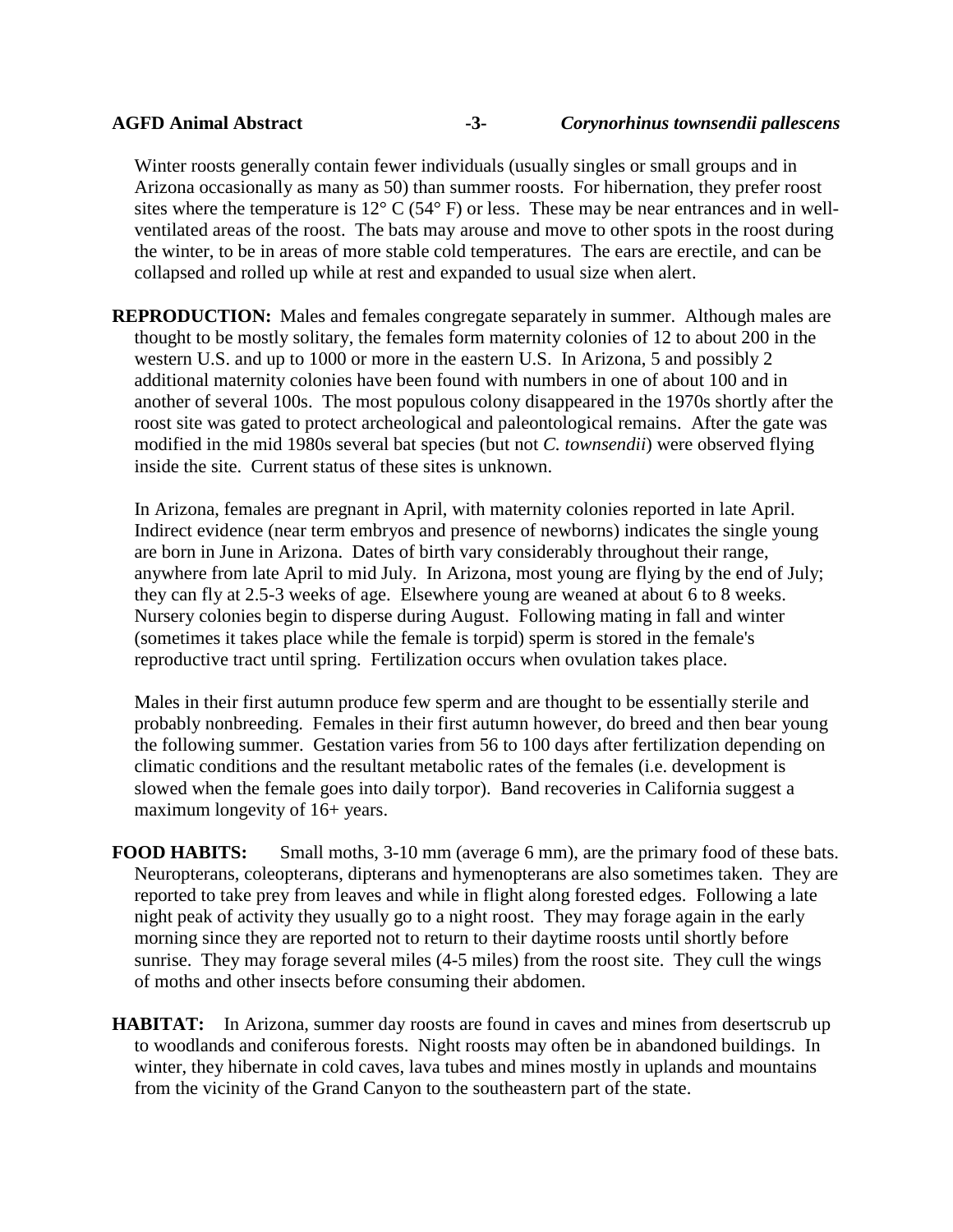Winter roosts generally contain fewer individuals (usually singles or small groups and in Arizona occasionally as many as 50) than summer roosts. For hibernation, they prefer roost sites where the temperature is 12° C (54° F) or less. These may be near entrances and in well-ventilated areas of the roost. The bats may arouse and move to other spots in the roost during the winter, to be in areas of more stable cold temperatures. The ears are erectile, and can be collapsed and rolled up while at rest and expanded to usual size when alert.

**REPRODUCTION:** Males and females congregate separately in summer. Although males are thought to be mostly solitary, the females form maternity colonies of 12 to about 200 in the western U.S. and up to 1000 or more in the eastern U.S. In Arizona, 5 and possibly 2 additional maternity colonies have been found with numbers in one of about 100 and in another of several 100s. The most populous colony disappeared in the 1970s shortly after the roost site was gated to protect archeological and paleontological remains. After the gate was modified in the mid 1980s several bat species (but not *C. townsendii*) were observed flying inside the site. Current status of these sites is unknown.

In Arizona, females are pregnant in April, with maternity colonies reported in late April. Indirect evidence (near term embryos and presence of newborns) indicates the single young are born in June in Arizona. Dates of birth vary considerably throughout their range, anywhere from late April to mid July. In Arizona, most young are flying by the end of July; they can fly at 2.5-3 weeks of age. Elsewhere young are weaned at about 6 to 8 weeks. Nursery colonies begin to disperse during August. Following mating in fall and winter (sometimes it takes place while the female is torpid) sperm is stored in the female's reproductive tract until spring. Fertilization occurs when ovulation takes place.

Males in their first autumn produce few sperm and are thought to be essentially sterile and probably nonbreeding. Females in their first autumn however, do breed and then bear young the following summer. Gestation varies from 56 to 100 days after fertilization depending on climatic conditions and the resultant metabolic rates of the females (i.e. development is slowed when the female goes into daily torpor). Band recoveries in California suggest a maximum longevity of 16+ years.

**FOOD HABITS:** Small moths, 3-10 mm (average 6 mm), are the primary food of these bats. Neuropterans, coleopterans, dipterans and hymenopterans are also sometimes taken. They are reported to take prey from leaves and while in flight along forested edges. Following a late night peak of activity they usually go to a night roost. They may forage again in the early morning since they are reported not to return to their daytime roosts until shortly before sunrise. They may forage several miles (4-5 miles) from the roost site. They cull the wings of moths and other insects before consuming their abdomen.

**HABITAT:** In Arizona, summer day roosts are found in caves and mines from desertscrub up to woodlands and coniferous forests. Night roosts may often be in abandoned buildings. In winter, they hibernate in cold caves, lava tubes and mines mostly in uplands and mountains from the vicinity of the Grand Canyon to the southeastern part of the state.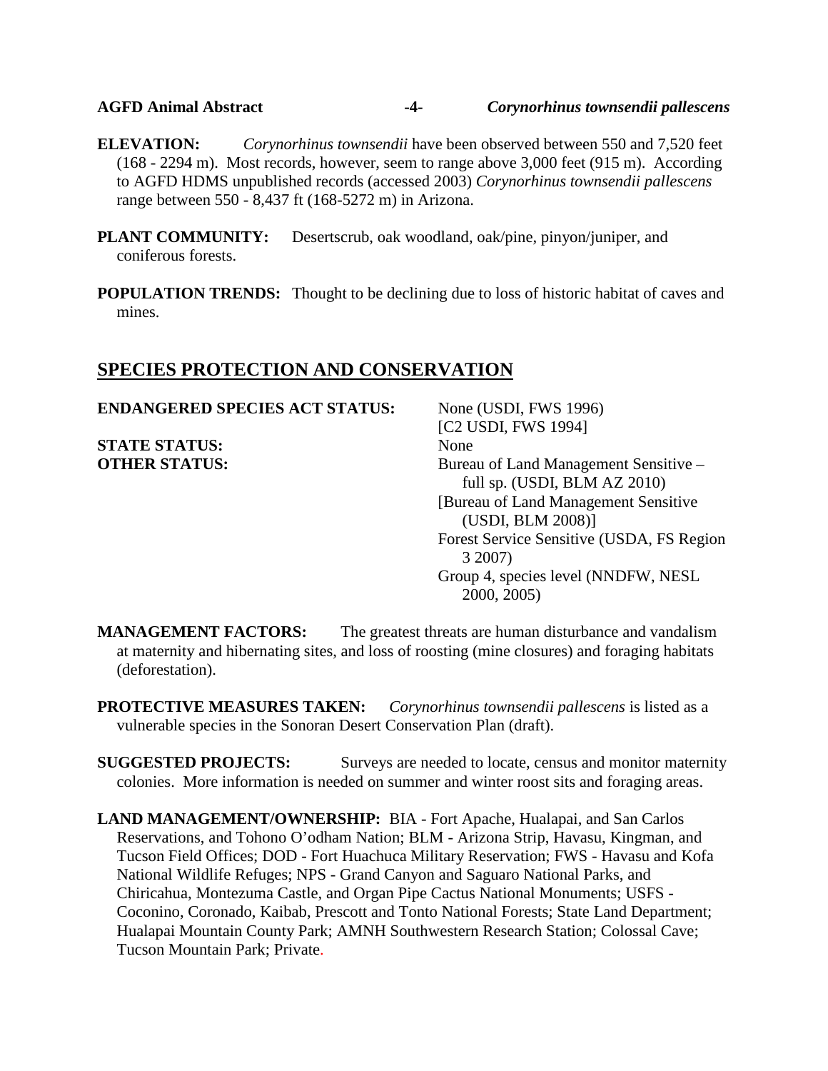**ELEVATION:** *Corynorhinus townsendii* have been observed between 550 and 7,520 feet (168 - 2294 m). Most records, however, seem to range above 3,000 feet (915 m). According to AGFD HDMS unpublished records (accessed 2003) *Corynorhinus townsendii pallescens* range between 550 - 8,437 ft (168-5272 m) in Arizona.

**PLANT COMMUNITY:** Desertscrub, oak woodland, oak/pine, pinyon/juniper, and coniferous forests.

**POPULATION TRENDS:** Thought to be declining due to loss of historic habitat of caves and mines.

## SPECIES PROTECTION AND CONSERVATION

**ENDANGERED SPECIES ACT STATUS:** None (USDI, FWS 1996)
[C2 USDI, FWS 1994]

**STATE STATUS:** None

**OTHER STATUS:** Bureau of Land Management Sensitive – full sp. (USDI, BLM AZ 2010)
[Bureau of Land Management Sensitive (USDI, BLM 2008)]
Forest Service Sensitive (USDA, FS Region 3 2007)
Group 4, species level (NNDFW, NESL 2000, 2005)

**MANAGEMENT FACTORS:** The greatest threats are human disturbance and vandalism at maternity and hibernating sites, and loss of roosting (mine closures) and foraging habitats (deforestation).

**PROTECTIVE MEASURES TAKEN:** *Corynorhinus townsendii pallescens* is listed as a vulnerable species in the Sonoran Desert Conservation Plan (draft).

**SUGGESTED PROJECTS:** Surveys are needed to locate, census and monitor maternity colonies. More information is needed on summer and winter roost sits and foraging areas.

**LAND MANAGEMENT/OWNERSHIP:** BIA - Fort Apache, Hualapai, and San Carlos Reservations, and Tohono O'odham Nation; BLM - Arizona Strip, Havasu, Kingman, and Tucson Field Offices; DOD - Fort Huachuca Military Reservation; FWS - Havasu and Kofa National Wildlife Refuges; NPS - Grand Canyon and Saguaro National Parks, and Chiricahua, Montezuma Castle, and Organ Pipe Cactus National Monuments; USFS - Coconino, Coronado, Kaibab, Prescott and Tonto National Forests; State Land Department; Hualapai Mountain County Park; AMNH Southwestern Research Station; Colossal Cave; Tucson Mountain Park; Private.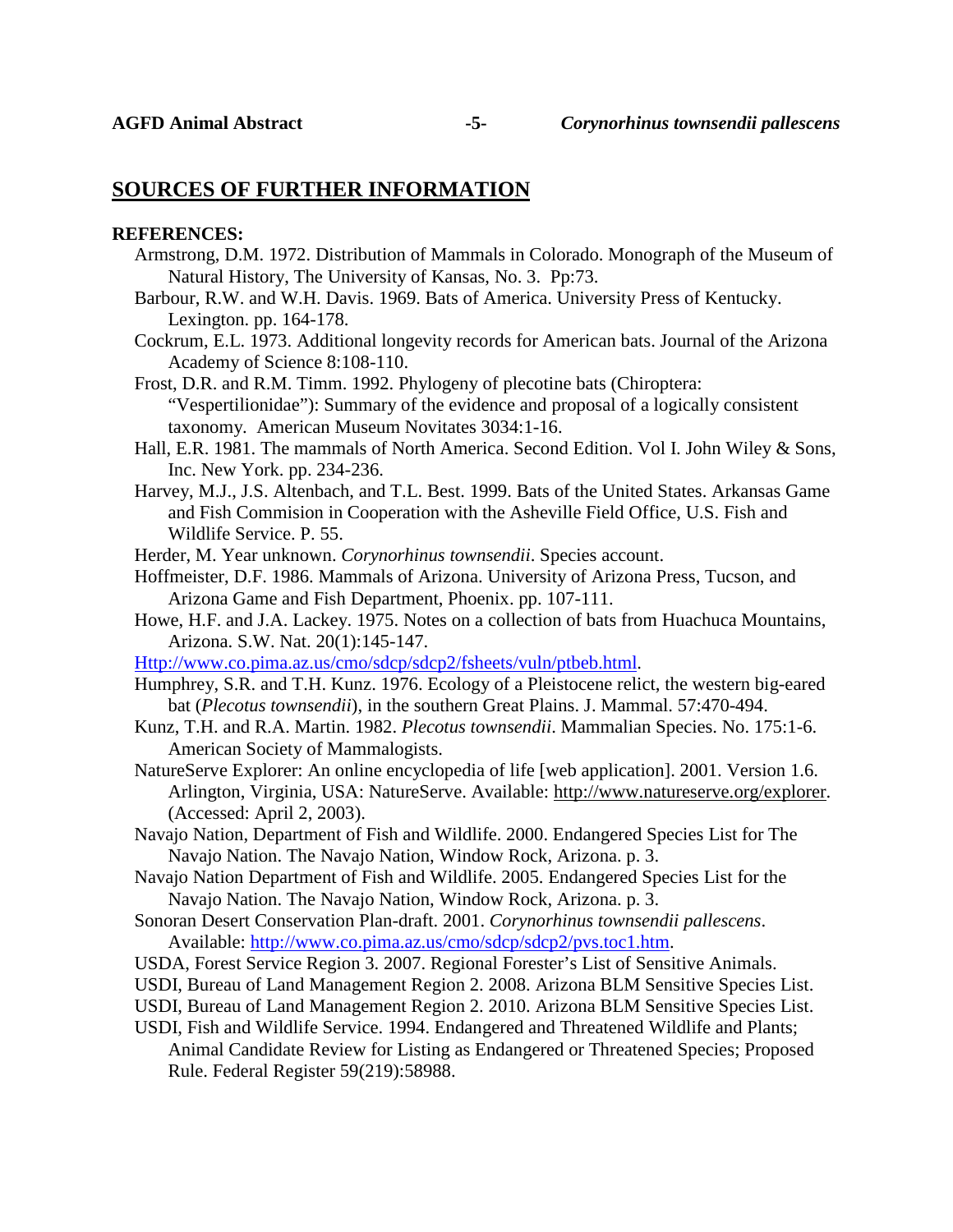## SOURCES OF FURTHER INFORMATION

**REFERENCES:**

Armstrong, D.M. 1972. Distribution of Mammals in Colorado. Monograph of the Museum of Natural History, The University of Kansas, No. 3. Pp:73.

Barbour, R.W. and W.H. Davis. 1969. Bats of America. University Press of Kentucky. Lexington. pp. 164-178.

Cockrum, E.L. 1973. Additional longevity records for American bats. Journal of the Arizona Academy of Science 8:108-110.

Frost, D.R. and R.M. Timm. 1992. Phylogeny of plecotine bats (Chiroptera: "Vespertilionidae"): Summary of the evidence and proposal of a logically consistent taxonomy. American Museum Novitates 3034:1-16.

Hall, E.R. 1981. The mammals of North America. Second Edition. Vol I. John Wiley & Sons, Inc. New York. pp. 234-236.

Harvey, M.J., J.S. Altenbach, and T.L. Best. 1999. Bats of the United States. Arkansas Game and Fish Commision in Cooperation with the Asheville Field Office, U.S. Fish and Wildlife Service. P. 55.

Herder, M. Year unknown. *Corynorhinus townsendii*. Species account.

Hoffmeister, D.F. 1986. Mammals of Arizona. University of Arizona Press, Tucson, and Arizona Game and Fish Department, Phoenix. pp. 107-111.

Howe, H.F. and J.A. Lackey. 1975. Notes on a collection of bats from Huachuca Mountains, Arizona. S.W. Nat. 20(1):145-147.

Http://www.co.pima.az.us/cmo/sdcp/sdcp2/fsheets/vuln/ptbeb.html.

Humphrey, S.R. and T.H. Kunz. 1976. Ecology of a Pleistocene relict, the western big-eared bat (*Plecotus townsendii*), in the southern Great Plains. J. Mammal. 57:470-494.

Kunz, T.H. and R.A. Martin. 1982. *Plecotus townsendii*. Mammalian Species. No. 175:1-6. American Society of Mammalogists.

NatureServe Explorer: An online encyclopedia of life [web application]. 2001. Version 1.6. Arlington, Virginia, USA: NatureServe. Available: http://www.natureserve.org/explorer. (Accessed: April 2, 2003).

Navajo Nation, Department of Fish and Wildlife. 2000. Endangered Species List for The Navajo Nation. The Navajo Nation, Window Rock, Arizona. p. 3.

Navajo Nation Department of Fish and Wildlife. 2005. Endangered Species List for the Navajo Nation. The Navajo Nation, Window Rock, Arizona. p. 3.

Sonoran Desert Conservation Plan-draft. 2001. *Corynorhinus townsendii pallescens*. Available: http://www.co.pima.az.us/cmo/sdcp/sdcp2/pvs.toc1.htm.

USDA, Forest Service Region 3. 2007. Regional Forester's List of Sensitive Animals.

USDI, Bureau of Land Management Region 2. 2008. Arizona BLM Sensitive Species List.

USDI, Bureau of Land Management Region 2. 2010. Arizona BLM Sensitive Species List.

USDI, Fish and Wildlife Service. 1994. Endangered and Threatened Wildlife and Plants; Animal Candidate Review for Listing as Endangered or Threatened Species; Proposed Rule. Federal Register 59(219):58988.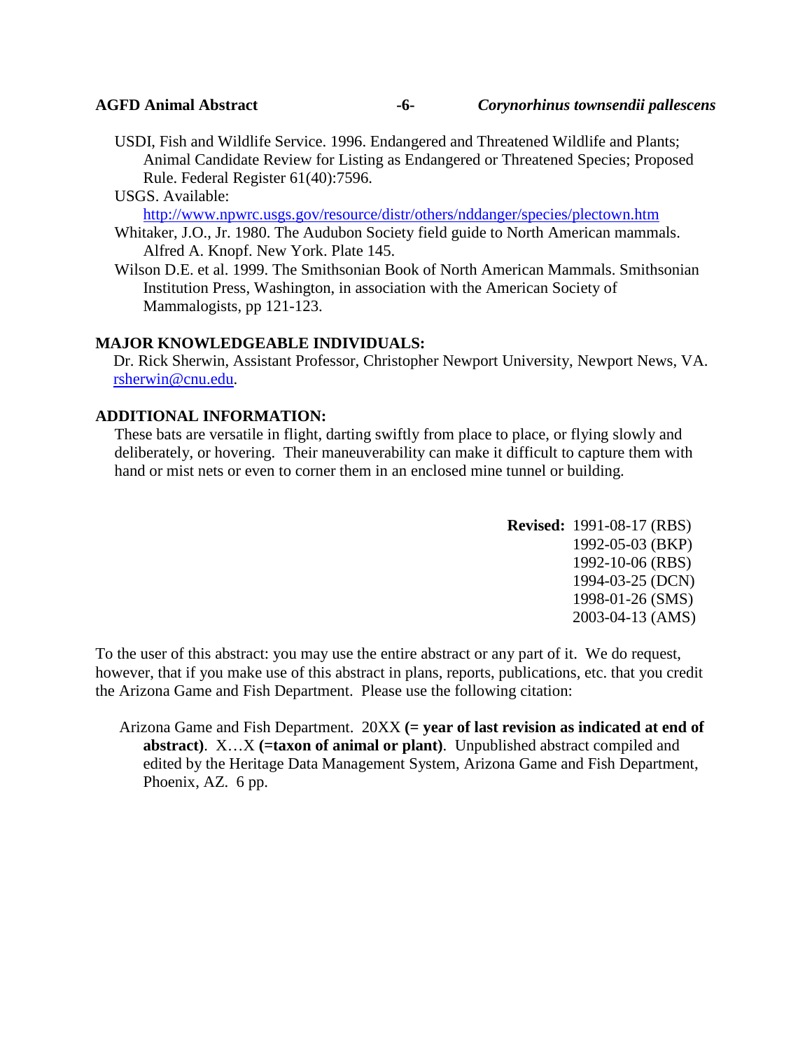USDI, Fish and Wildlife Service. 1996. Endangered and Threatened Wildlife and Plants; Animal Candidate Review for Listing as Endangered or Threatened Species; Proposed Rule. Federal Register 61(40):7596.

USGS. Available: http://www.npwrc.usgs.gov/resource/distr/others/nddanger/species/plectown.htm

Whitaker, J.O., Jr. 1980. The Audubon Society field guide to North American mammals. Alfred A. Knopf. New York. Plate 145.

Wilson D.E. et al. 1999. The Smithsonian Book of North American Mammals. Smithsonian Institution Press, Washington, in association with the American Society of Mammalogists, pp 121-123.

## MAJOR KNOWLEDGEABLE INDIVIDUALS:

Dr. Rick Sherwin, Assistant Professor, Christopher Newport University, Newport News, VA. rsherwin@cnu.edu.

## ADDITIONAL INFORMATION:

These bats are versatile in flight, darting swiftly from place to place, or flying slowly and deliberately, or hovering. Their maneuverability can make it difficult to capture them with hand or mist nets or even to corner them in an enclosed mine tunnel or building.

**Revised:** 1991-08-17 (RBS)
1992-05-03 (BKP)
1992-10-06 (RBS)
1994-03-25 (DCN)
1998-01-26 (SMS)
2003-04-13 (AMS)

To the user of this abstract: you may use the entire abstract or any part of it. We do request, however, that if you make use of this abstract in plans, reports, publications, etc. that you credit the Arizona Game and Fish Department. Please use the following citation:

Arizona Game and Fish Department. 20XX **(= year of last revision as indicated at end of abstract)**. X…X **(=taxon of animal or plant)**. Unpublished abstract compiled and edited by the Heritage Data Management System, Arizona Game and Fish Department, Phoenix, AZ. 6 pp.